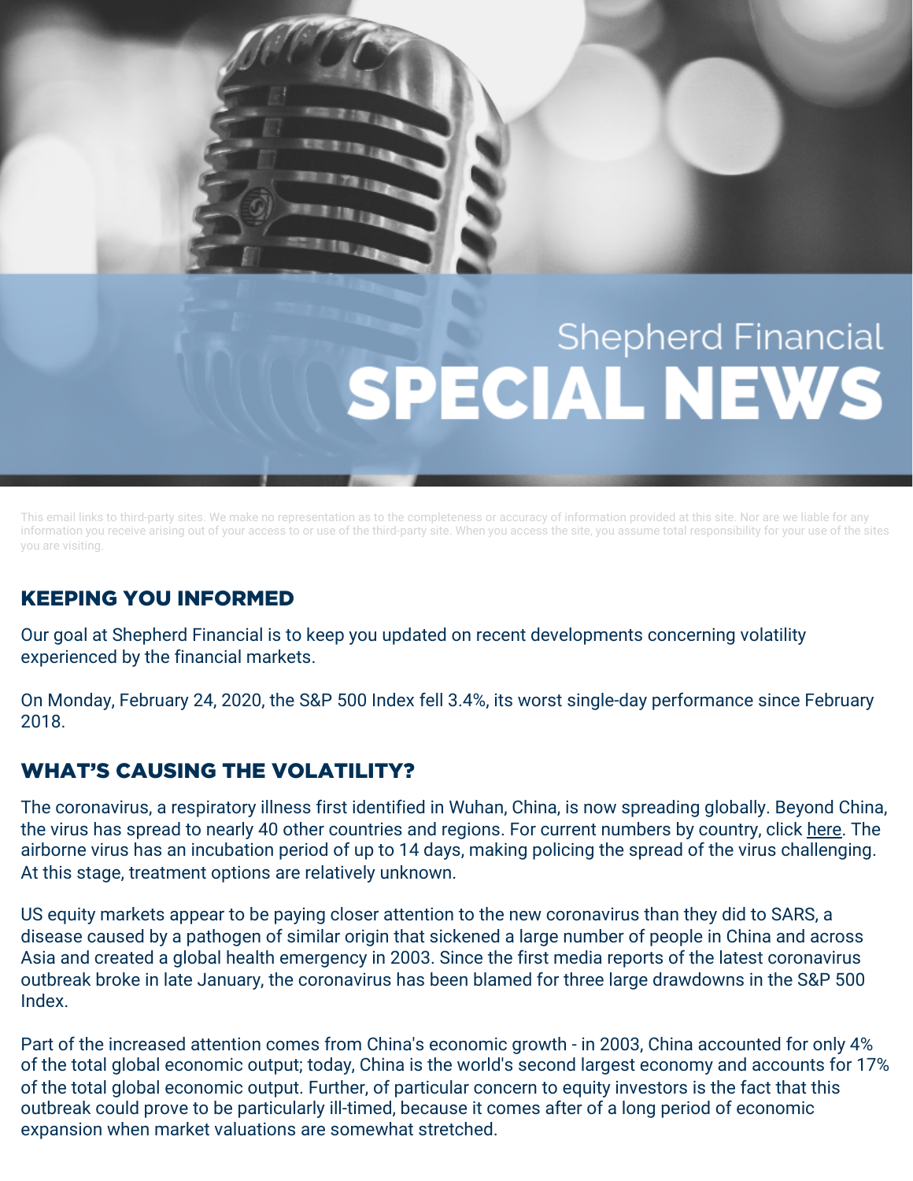Shepherd Financial

# SPECIAL NEWS

This email links to third-party sites. We make no representation as to the completeness or accuracy of information provided at this site. Nor are we liable for any information you receive arising out of your access to or use of the third-party site. When you access the site, you assume total responsibility for your use of the sites you are visiting.

## KEEPING YOU INFORMED

Our goal at Shepherd Financial is to keep you updated on recent developments concerning volatility experienced by the financial markets.

On Monday, February 24, 2020, the S&P 500 Index fell 3.4%, its worst single-day performance since February 2018.

## WHAT'S CAUSING THE VOLATILITY?

The coronavirus, a respiratory illness first identified in Wuhan, China, is now spreading globally. Beyond China, the virus has spread to nearly 40 other countries and regions. For current numbers by country, click here. The airborne virus has an incubation period of up to 14 days, making policing the spread of the virus challenging. At this stage, treatment options are relatively unknown.

US equity markets appear to be paying closer attention to the new coronavirus than they did to SARS, a disease caused by a pathogen of similar origin that sickened a large number of people in China and across Asia and created a global health emergency in 2003. Since the first media reports of the latest coronavirus outbreak broke in late January, the coronavirus has been blamed for three large drawdowns in the S&P 500 Index.

Part of the increased attention comes from China's economic growth - in 2003, China accounted for only 4% of the total global economic output; today, China is the world's second largest economy and accounts for 17% of the total global economic output. Further, of particular concern to equity investors is the fact that this outbreak could prove to be particularly ill-timed, because it comes after of a long period of economic expansion when market valuations are somewhat stretched.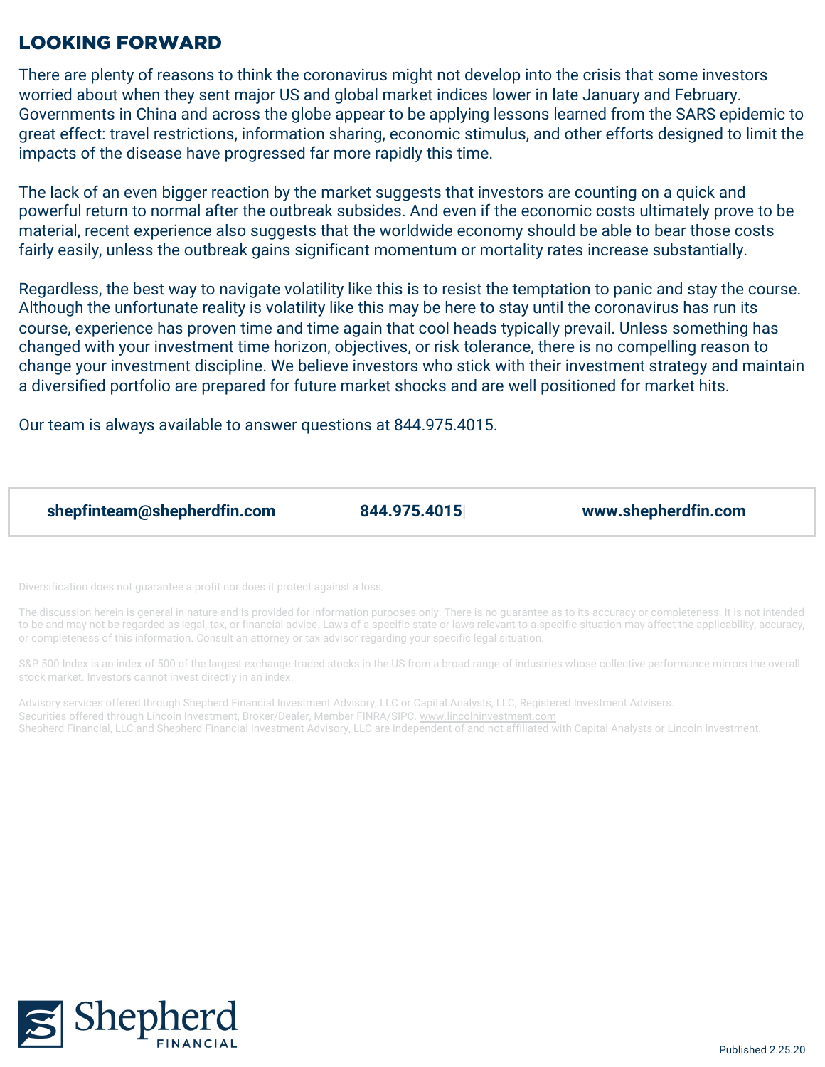## LOOKING FORWARD

There are plenty of reasons to think the coronavirus might not develop into the crisis that some investors worried about when they sent major US and global market indices lower in late January and February. Governments in China and across the globe appear to be applying lessons learned from the SARS epidemic to great effect: travel restrictions, information sharing, economic stimulus, and other efforts designed to limit the impacts of the disease have progressed far more rapidly this time.

The lack of an even bigger reaction by the market suggests that investors are counting on a quick and powerful return to normal after the outbreak subsides. And even if the economic costs ultimately prove to be material, recent experience also suggests that the worldwide economy should be able to bear those costs fairly easily, unless the outbreak gains significant momentum or mortality rates increase substantially.

Regardless, the best way to navigate volatility like this is to resist the temptation to panic and stay the course. Although the unfortunate reality is volatility like this may be here to stay until the coronavirus has run its course, experience has proven time and time again that cool heads typically prevail. Unless something has changed with your investment time horizon, objectives, or risk tolerance, there is no compelling reason to change your investment discipline. We believe investors who stick with their investment strategy and maintain a diversified portfolio are prepared for future market shocks and are well positioned for market hits.

Our team is always available to answer questions at 844.975.4015.

**shepfinteam@shepherdfin.com** | **844.975.4015** | **www.shepherdfin.com**

Diversification does not guarantee a profit nor does it protect against a loss.

The discussion herein is general in nature and is provided for information purposes only. There is no guarantee as to its accuracy or completeness. It is not intended to be and may not be regarded as legal, tax, or financial advice. Laws of a specific state or laws relevant to a specific situation may affect the applicability, accuracy, or completeness of this information. Consult an attorney or tax advisor regarding your specific legal situation.

S&P 500 Index is an index of 500 of the largest exchange-traded stocks in the US from a broad range of industries whose collective performance mirrors the overall stock market. Investors cannot invest directly in an index.

Advisory services offered through Shepherd Financial Investment Advisory, LLC or Capital Analysts, LLC, Registered Investment Advisers.
Securities offered through Lincoln Investment, Broker/Dealer, Member FINRA/SIPC. www.lincolninvestment.com
Shepherd Financial, LLC and Shepherd Financial Investment Advisory, LLC are independent of and not affiliated with Capital Analysts or Lincoln Investment.

Shepherd FINANCIAL

Published 2.25.20